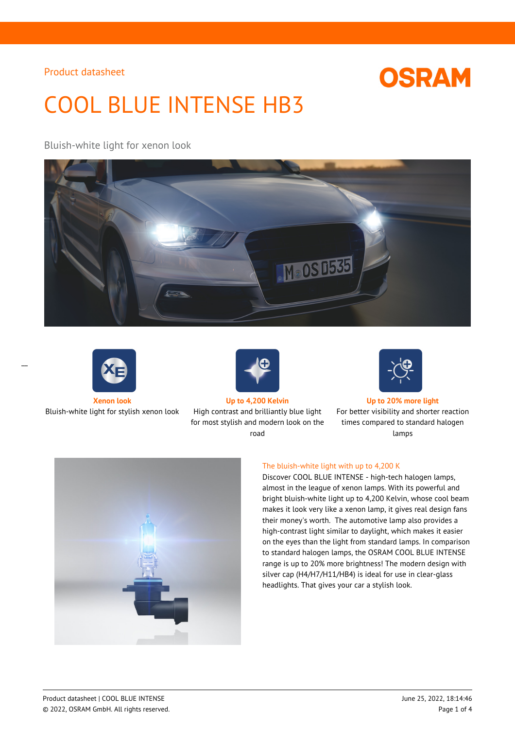Product datasheet

# COOL BLUE INTENSE HB3

Bluish-white light for xenon look

**Xenon look**
Bluish-white light for stylish xenon look

**Up to 4,200 Kelvin**
High contrast and brilliantly blue light for most stylish and modern look on the road

**Up to 20% more light**
For better visibility and shorter reaction times compared to standard halogen lamps

## The bluish-white light with up to 4,200 K

Discover COOL BLUE INTENSE - high-tech halogen lamps, almost in the league of xenon lamps. With its powerful and bright bluish-white light up to 4,200 Kelvin, whose cool beam makes it look very like a xenon lamp, it gives real design fans their money's worth. The automotive lamp also provides a high-contrast light similar to daylight, which makes it easier on the eyes than the light from standard lamps. In comparison to standard halogen lamps, the OSRAM COOL BLUE INTENSE range is up to 20% more brightness! The modern design with silver cap (H4/H7/H11/HB4) is ideal for use in clear-glass headlights. That gives your car a stylish look.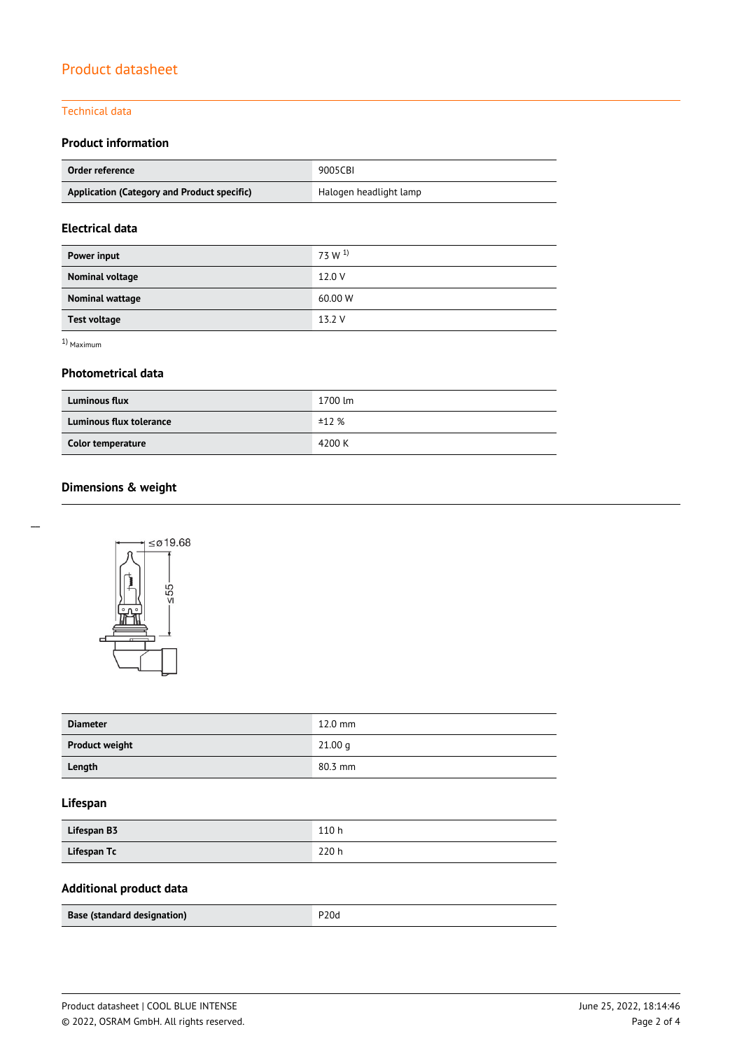Product datasheet

Technical data

### Product information

| Order reference | 9005CBI |
|---|---|
| Application (Category and Product specific) | Halogen headlight lamp |

### Electrical data

| Power input | 73 W [1] |
|---|---|
| Nominal voltage | 12.0 V |
| Nominal wattage | 60.00 W |
| Test voltage | 13.2 V |

[1] Maximum

### Photometrical data

| Luminous flux | 1700 lm |
|---|---|
| Luminous flux tolerance | ±12 % |
| Color temperature | 4200 K |

### Dimensions & weight

| Diameter | 12.0 mm |
|---|---|
| Product weight | 21.00 g |
| Length | 80.3 mm |

### Lifespan

| Lifespan B3 | 110 h |
|---|---|
| Lifespan Tc | 220 h |

### Additional product data

| Base (standard designation) | P20d |
|---|---|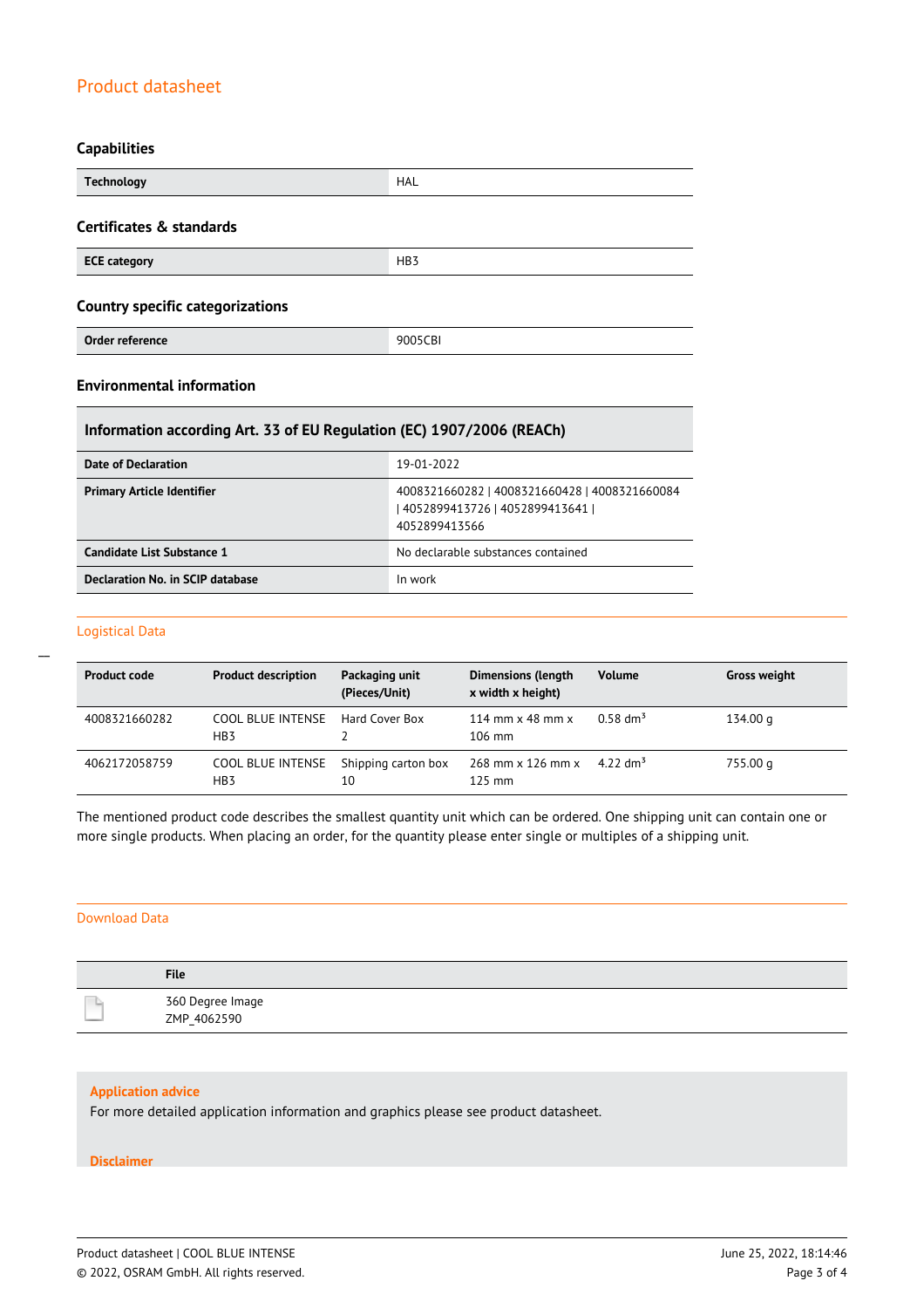# Product datasheet

## Capabilities

| Technology | HAL |
|---|---|

## Certificates & standards

| ECE category | HB3 |
|---|---|

## Country specific categorizations

| Order reference | 9005CBI |
|---|---|

## Environmental information

| Information according Art. 33 of EU Regulation (EC) 1907/2006 (REACh) | |
|---|---|
| Date of Declaration | 19-01-2022 |
| Primary Article Identifier | 4008321660282 \| 4008321660428 \| 4008321660084 \| 4052899413726 \| 4052899413641 \| 4052899413566 |
| Candidate List Substance 1 | No declarable substances contained |
| Declaration No. in SCIP database | In work |

## Logistical Data

| Product code | Product description | Packaging unit (Pieces/Unit) | Dimensions (length x width x height) | Volume | Gross weight |
|---|---|---|---|---|---|
| 4008321660282 | COOL BLUE INTENSE HB3 | Hard Cover Box 2 | 114 mm x 48 mm x 106 mm | 0.58 $dm^3$ | 134.00 g |
| 4062172058759 | COOL BLUE INTENSE HB3 | Shipping carton box 10 | 268 mm x 126 mm x 125 mm | 4.22 $dm^3$ | 755.00 g |

The mentioned product code describes the smallest quantity unit which can be ordered. One shipping unit can contain one or more single products. When placing an order, for the quantity please enter single or multiples of a shipping unit.

## Download Data

| | File |
|---|---|
| | 360 Degree Image ZMP_4062590 |

### Application advice

For more detailed application information and graphics please see product datasheet.

### Disclaimer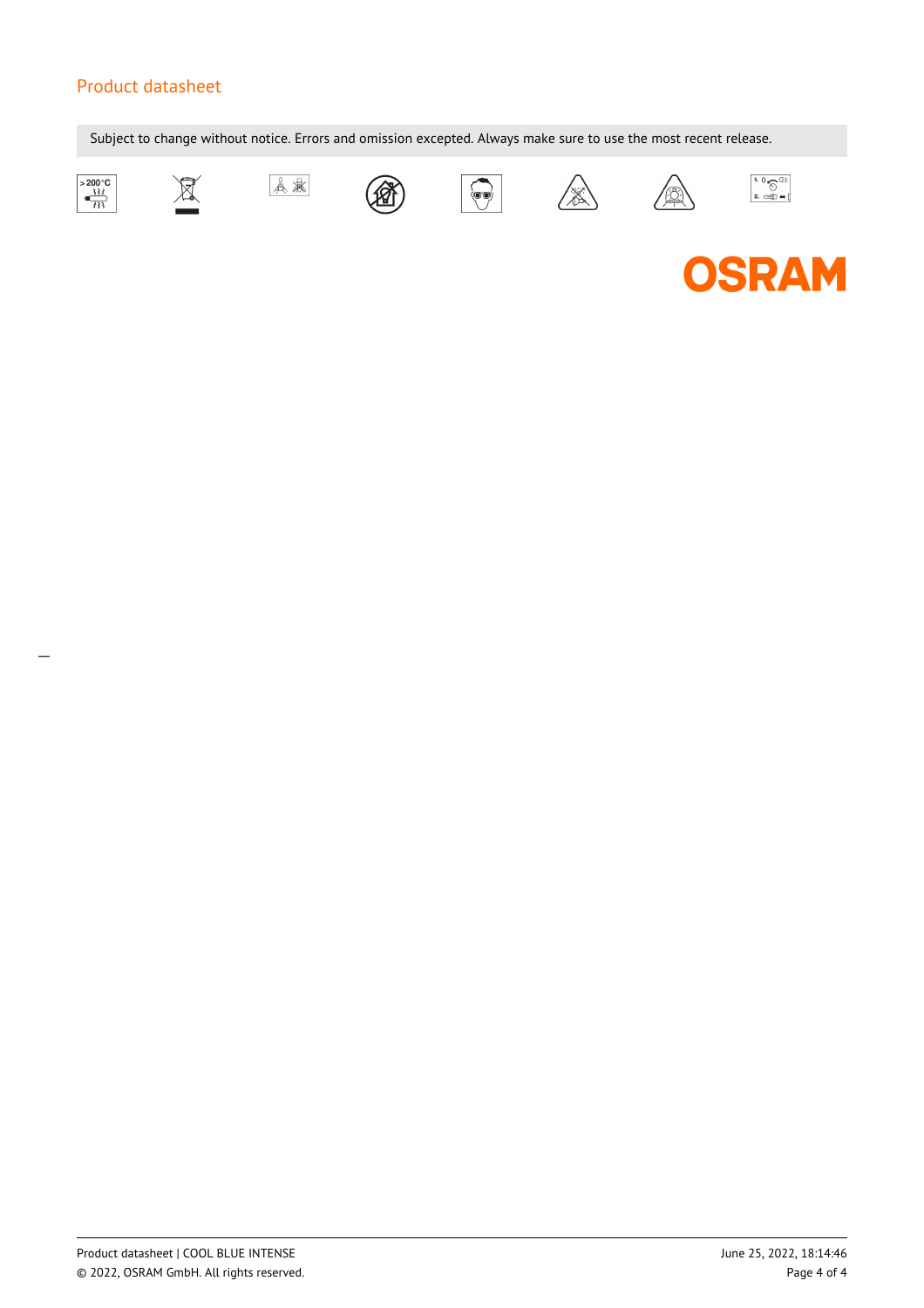Subject to change without notice. Errors and omission excepted. Always make sure to use the most recent release.

> 200°C